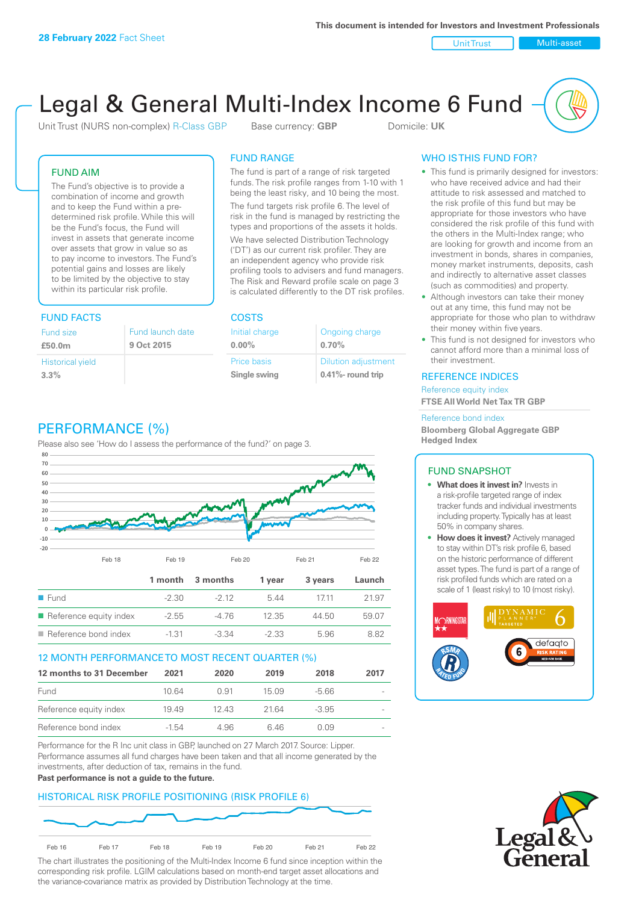28 February 2022 Fact Sheet

This document is intended for Investors and Investment Professionals

Unit Trust | Multi-asset

# Legal & General Multi-Index Income 6 Fund

Unit Trust (NURS non-complex) R-Class GBP    Base currency: **GBP**    Domicile: **UK**

## FUND AIM

The Fund's objective is to provide a combination of income and growth and to keep the Fund within a pre-determined risk profile. While this will be the Fund's focus, the Fund will invest in assets that generate income over assets that grow in value so as to pay income to investors. The Fund's potential gains and losses are likely to be limited by the objective to stay within its particular risk profile.

## FUND RANGE

The fund is part of a range of risk targeted funds. The risk profile ranges from 1-10 with 1 being the least risky, and 10 being the most.

The fund targets risk profile 6. The level of risk in the fund is managed by restricting the types and proportions of the assets it holds.

We have selected Distribution Technology ('DT') as our current risk profiler. They are an independent agency who provide risk profiling tools to advisers and fund managers. The Risk and Reward profile scale on page 3 is calculated differently to the DT risk profiles.

## WHO IS THIS FUND FOR?

- This fund is primarily designed for investors: who have received advice and had their attitude to risk assessed and matched to the risk profile of this fund but may be appropriate for those investors who have considered the risk profile of this fund with the others in the Multi-Index range; who are looking for growth and income from an investment in bonds, shares in companies, money market instruments, deposits, cash and indirectly to alternative asset classes (such as commodities) and property.
- Although investors can take their money out at any time, this fund may not be appropriate for those who plan to withdraw their money within five years.
- This fund is not designed for investors who cannot afford more than a minimal loss of their investment.

## FUND FACTS

| Fund size | Fund launch date |
|---|---|
| **£50.0m** | **9 Oct 2015** |
| Historical yield | |
| **3.3%** | |

## COSTS

| Initial charge | Ongoing charge |
|---|---|
| **0.00%** | **0.70%** |
| Price basis | Dilution adjustment |
| **Single swing** | **0.41%- round trip** |

## REFERENCE INDICES

Reference equity index
**FTSE All World Net Tax TR GBP**

Reference bond index
**Bloomberg Global Aggregate GBP Hedged Index**

## PERFORMANCE (%)

Please also see 'How do I assess the performance of the fund?' on page 3.

| | 1 month | 3 months | 1 year | 3 years | Launch |
|---|---|---|---|---|---|
| Fund | -2.30 | -2.12 | 5.44 | 17.11 | 21.97 |
| Reference equity index | -2.55 | -4.76 | 12.35 | 44.50 | 59.07 |
| Reference bond index | -1.31 | -3.34 | -2.33 | 5.96 | 8.82 |

## 12 MONTH PERFORMANCE TO MOST RECENT QUARTER (%)

| 12 months to 31 December | 2021 | 2020 | 2019 | 2018 | 2017 |
|---|---|---|---|---|---|
| Fund | 10.64 | 0.91 | 15.09 | -5.66 | - |
| Reference equity index | 19.49 | 12.43 | 21.64 | -3.95 | - |
| Reference bond index | -1.54 | 4.96 | 6.46 | 0.09 | - |

Performance for the R Inc unit class in GBP, launched on 27 March 2017. Source: Lipper. Performance assumes all fund charges have been taken and that all income generated by the investments, after deduction of tax, remains in the fund.

**Past performance is not a guide to the future.**

## HISTORICAL RISK PROFILE POSITIONING (RISK PROFILE 6)

The chart illustrates the positioning of the Multi-Index Income 6 fund since inception within the corresponding risk profile. LGIM calculations based on month-end target asset allocations and the variance-covariance matrix as provided by Distribution Technology at the time.

## FUND SNAPSHOT

- **What does it invest in?** Invests in a risk-profile targeted range of index tracker funds and individual investments including property. Typically has at least 50% in company shares.
- **How does it invest?** Actively managed to stay within DT's risk profile 6, based on the historic performance of different asset types. The fund is part of a range of risk profiled funds which are rated on a scale of 1 (least risky) to 10 (most risky).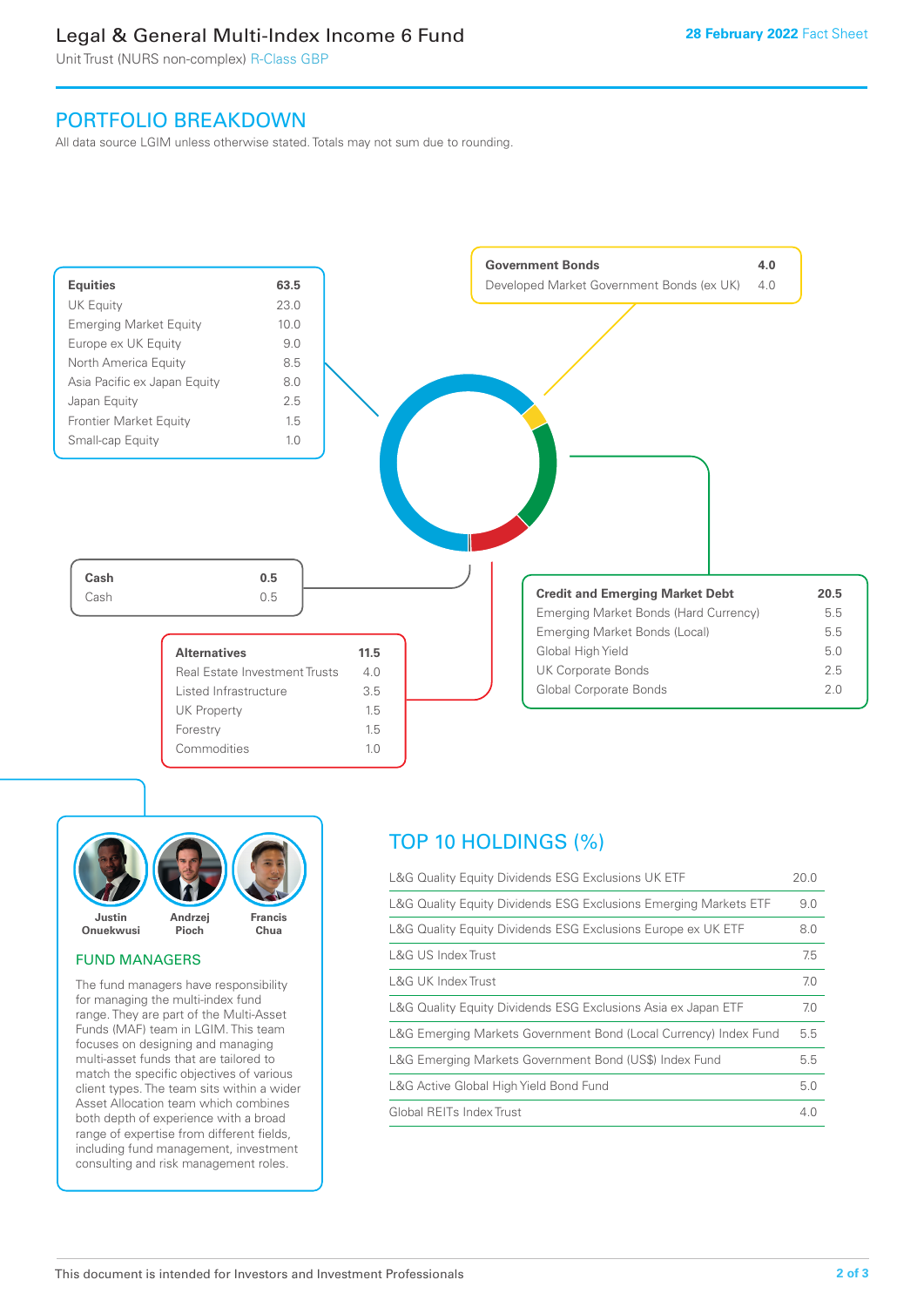# Legal & General Multi-Index Income 6 Fund

Unit Trust (NURS non-complex) R-Class GBP

28 February 2022 Fact Sheet

## PORTFOLIO BREAKDOWN

All data source LGIM unless otherwise stated. Totals may not sum due to rounding.

| Equities | 63.5 |
|---|---|
| UK Equity | 23.0 |
| Emerging Market Equity | 10.0 |
| Europe ex UK Equity | 9.0 |
| North America Equity | 8.5 |
| Asia Pacific ex Japan Equity | 8.0 |
| Japan Equity | 2.5 |
| Frontier Market Equity | 1.5 |
| Small-cap Equity | 1.0 |

| Government Bonds | 4.0 |
|---|---|
| Developed Market Government Bonds (ex UK) | 4.0 |

| Cash | 0.5 |
|---|---|
| Cash | 0.5 |

| Credit and Emerging Market Debt | 20.5 |
|---|---|
| Emerging Market Bonds (Hard Currency) | 5.5 |
| Emerging Market Bonds (Local) | 5.5 |
| Global High Yield | 5.0 |
| UK Corporate Bonds | 2.5 |
| Global Corporate Bonds | 2.0 |

| Alternatives | 11.5 |
|---|---|
| Real Estate Investment Trusts | 4.0 |
| Listed Infrastructure | 3.5 |
| UK Property | 1.5 |
| Forestry | 1.5 |
| Commodities | 1.0 |

Justin Onuekwusi, Andrzej Pioch, Francis Chua

### FUND MANAGERS

The fund managers have responsibility for managing the multi-index fund range. They are part of the Multi-Asset Funds (MAF) team in LGIM. This team focuses on designing and managing multi-asset funds that are tailored to match the specific objectives of various client types. The team sits within a wider Asset Allocation team which combines both depth of experience with a broad range of expertise from different fields, including fund management, investment consulting and risk management roles.

## TOP 10 HOLDINGS (%)

| Holding | % |
|---|---|
| L&G Quality Equity Dividends ESG Exclusions UK ETF | 20.0 |
| L&G Quality Equity Dividends ESG Exclusions Emerging Markets ETF | 9.0 |
| L&G Quality Equity Dividends ESG Exclusions Europe ex UK ETF | 8.0 |
| L&G US Index Trust | 7.5 |
| L&G UK Index Trust | 7.0 |
| L&G Quality Equity Dividends ESG Exclusions Asia ex Japan ETF | 7.0 |
| L&G Emerging Markets Government Bond (Local Currency) Index Fund | 5.5 |
| L&G Emerging Markets Government Bond (US$) Index Fund | 5.5 |
| L&G Active Global High Yield Bond Fund | 5.0 |
| Global REITs Index Trust | 4.0 |

This document is intended for Investors and Investment Professionals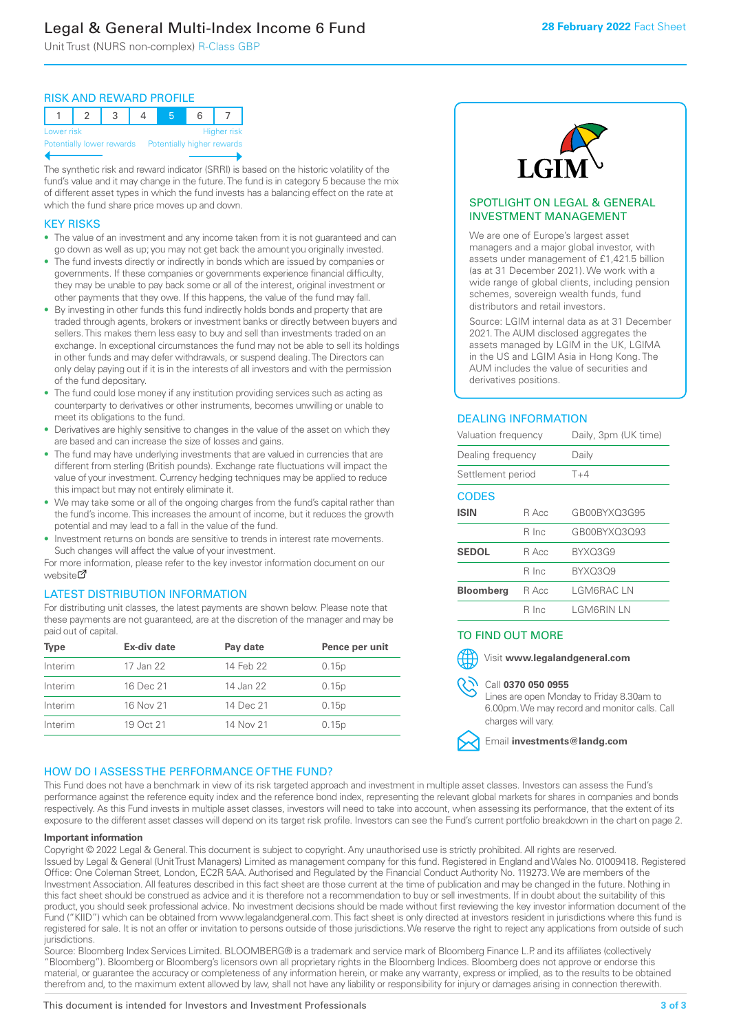# Legal & General Multi-Index Income 6 Fund

Unit Trust (NURS non-complex) R-Class GBP

**28 February 2022** Fact Sheet

## RISK AND REWARD PROFILE

| 1 | 2 | 3 | 4 | 5 | 6 | 7 |
|---|---|---|---|---|---|---|

Lower risk — Higher risk

Potentially lower rewards — Potentially higher rewards

The synthetic risk and reward indicator (SRRI) is based on the historic volatility of the fund's value and it may change in the future. The fund is in category 5 because the mix of different asset types in which the fund invests has a balancing effect on the rate at which the fund share price moves up and down.

## KEY RISKS

- The value of an investment and any income taken from it is not guaranteed and can go down as well as up; you may not get back the amount you originally invested.
- The fund invests directly or indirectly in bonds which are issued by companies or governments. If these companies or governments experience financial difficulty, they may be unable to pay back some or all of the interest, original investment or other payments that they owe. If this happens, the value of the fund may fall.
- By investing in other funds this fund indirectly holds bonds and property that are traded through agents, brokers or investment banks or directly between buyers and sellers. This makes them less easy to buy and sell than investments traded on an exchange. In exceptional circumstances the fund may not be able to sell its holdings in other funds and may defer withdrawals, or suspend dealing. The Directors can only delay paying out if it is in the interests of all investors and with the permission of the fund depositary.
- The fund could lose money if any institution providing services such as acting as counterparty to derivatives or other instruments, becomes unwilling or unable to meet its obligations to the fund.
- Derivatives are highly sensitive to changes in the value of the asset on which they are based and can increase the size of losses and gains.
- The fund may have underlying investments that are valued in currencies that are different from sterling (British pounds). Exchange rate fluctuations will impact the value of your investment. Currency hedging techniques may be applied to reduce this impact but may not entirely eliminate it.
- We may take some or all of the ongoing charges from the fund's capital rather than the fund's income. This increases the amount of income, but it reduces the growth potential and may lead to a fall in the value of the fund.
- Investment returns on bonds are sensitive to trends in interest rate movements. Such changes will affect the value of your investment.

For more information, please refer to the key investor information document on our website

## LATEST DISTRIBUTION INFORMATION

For distributing unit classes, the latest payments are shown below. Please note that these payments are not guaranteed, are at the discretion of the manager and may be paid out of capital.

| Type | Ex-div date | Pay date | Pence per unit |
|---|---|---|---|
| Interim | 17 Jan 22 | 14 Feb 22 | 0.15p |
| Interim | 16 Dec 21 | 14 Jan 22 | 0.15p |
| Interim | 16 Nov 21 | 14 Dec 21 | 0.15p |
| Interim | 19 Oct 21 | 14 Nov 21 | 0.15p |

## SPOTLIGHT ON LEGAL & GENERAL INVESTMENT MANAGEMENT

We are one of Europe's largest asset managers and a major global investor, with assets under management of £1,421.5 billion (as at 31 December 2021). We work with a wide range of global clients, including pension schemes, sovereign wealth funds, fund distributors and retail investors.

Source: LGIM internal data as at 31 December 2021. The AUM disclosed aggregates the assets managed by LGIM in the UK, LGIMA in the US and LGIM Asia in Hong Kong. The AUM includes the value of securities and derivatives positions.

## DEALING INFORMATION

| | |
|---|---|
| Valuation frequency | Daily, 3pm (UK time) |
| Dealing frequency | Daily |
| Settlement period | T+4 |

## CODES

| | | |
|---|---|---|
| **ISIN** | R Acc | GB00BYXQ3G95 |
| | R Inc | GB00BYXQ3Q93 |
| **SEDOL** | R Acc | BYXQ3G9 |
| | R Inc | BYXQ3Q9 |
| **Bloomberg** | R Acc | LGM6RAC LN |
| | R Inc | LGM6RIN LN |

## TO FIND OUT MORE

Visit **www.legalandgeneral.com**

Call **0370 050 0955**
Lines are open Monday to Friday 8.30am to 6.00pm. We may record and monitor calls. Call charges will vary.

Email **investments@landg.com**

## HOW DO I ASSESS THE PERFORMANCE OF THE FUND?

This Fund does not have a benchmark in view of its risk targeted approach and investment in multiple asset classes. Investors can assess the Fund's performance against the reference equity index and the reference bond index, representing the relevant global markets for shares in companies and bonds respectively. As this Fund invests in multiple asset classes, investors will need to take into account, when assessing its performance, that the extent of its exposure to the different asset classes will depend on its target risk profile. Investors can see the Fund's current portfolio breakdown in the chart on page 2.

**Important information**

Copyright © 2022 Legal & General. This document is subject to copyright. Any unauthorised use is strictly prohibited. All rights are reserved.
Issued by Legal & General (Unit Trust Managers) Limited as management company for this fund. Registered in England and Wales No. 01009418. Registered Office: One Coleman Street, London, EC2R 5AA. Authorised and Regulated by the Financial Conduct Authority No. 119273. We are members of the Investment Association. All features described in this fact sheet are those current at the time of publication and may be changed in the future. Nothing in this fact sheet should be construed as advice and it is therefore not a recommendation to buy or sell investments. If in doubt about the suitability of this product, you should seek professional advice. No investment decisions should be made without first reviewing the key investor information document of the Fund ("KIID") which can be obtained from www.legalandgeneral.com. This fact sheet is only directed at investors resident in jurisdictions where this fund is registered for sale. It is not an offer or invitation to persons outside of those jurisdictions. We reserve the right to reject any applications from outside of such jurisdictions.

Source: Bloomberg Index Services Limited. BLOOMBERG® is a trademark and service mark of Bloomberg Finance L.P. and its affiliates (collectively "Bloomberg"). Bloomberg or Bloomberg's licensors own all proprietary rights in the Bloomberg Indices. Bloomberg does not approve or endorse this material, or guarantee the accuracy or completeness of any information herein, or make any warranty, express or implied, as to the results to be obtained therefrom and, to the maximum extent allowed by law, shall not have any liability or responsibility for injury or damages arising in connection therewith.

This document is intended for Investors and Investment Professionals